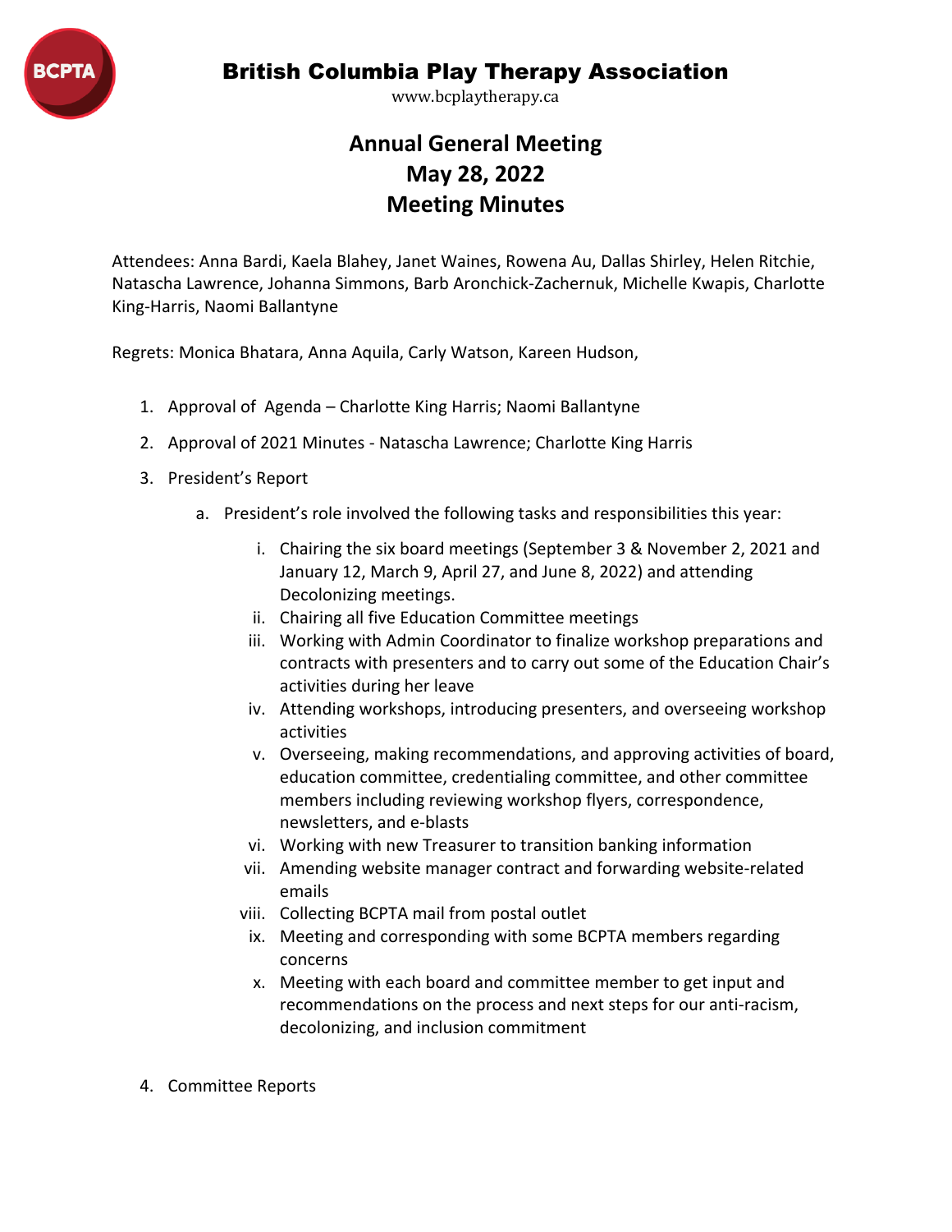# British Columbia Play Therapy Association

www.bcplaytherapy.ca

## Annual General Meeting
## May 28, 2022
## Meeting Minutes

Attendees: Anna Bardi, Kaela Blahey, Janet Waines, Rowena Au, Dallas Shirley, Helen Ritchie, Natascha Lawrence, Johanna Simmons, Barb Aronchick-Zachernuk, Michelle Kwapis, Charlotte King-Harris, Naomi Ballantyne

Regrets: Monica Bhatara, Anna Aquila, Carly Watson, Kareen Hudson,

1. Approval of Agenda – Charlotte King Harris; Naomi Ballantyne
2. Approval of 2021 Minutes - Natascha Lawrence; Charlotte King Harris
3. President's Report
   a. President's role involved the following tasks and responsibilities this year:
      i. Chairing the six board meetings (September 3 & November 2, 2021 and January 12, March 9, April 27, and June 8, 2022) and attending Decolonizing meetings.
      ii. Chairing all five Education Committee meetings
      iii. Working with Admin Coordinator to finalize workshop preparations and contracts with presenters and to carry out some of the Education Chair's activities during her leave
      iv. Attending workshops, introducing presenters, and overseeing workshop activities
      v. Overseeing, making recommendations, and approving activities of board, education committee, credentialing committee, and other committee members including reviewing workshop flyers, correspondence, newsletters, and e-blasts
      vi. Working with new Treasurer to transition banking information
      vii. Amending website manager contract and forwarding website-related emails
      viii. Collecting BCPTA mail from postal outlet
      ix. Meeting and corresponding with some BCPTA members regarding concerns
      x. Meeting with each board and committee member to get input and recommendations on the process and next steps for our anti-racism, decolonizing, and inclusion commitment
4. Committee Reports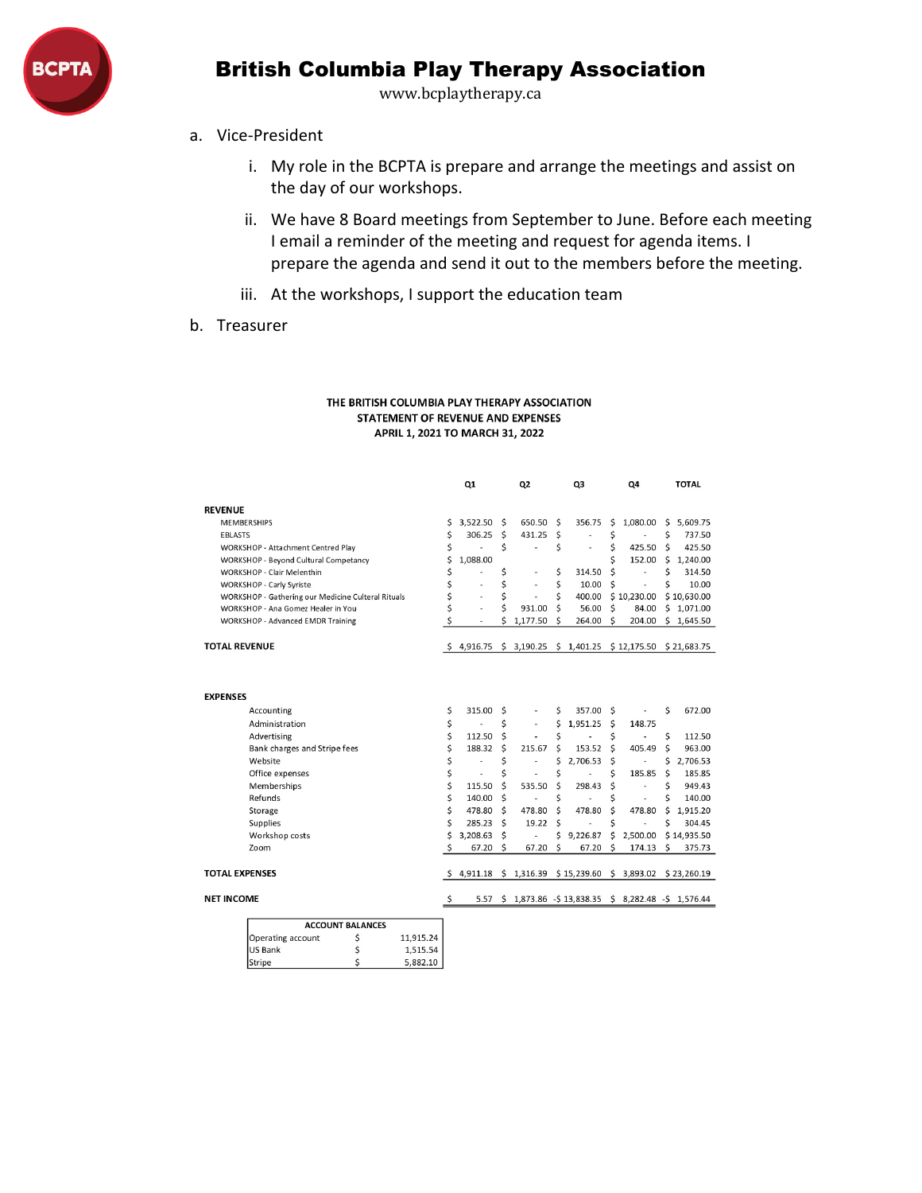# British Columbia Play Therapy Association

www.bcplaytherapy.ca

a. Vice-President

   i. My role in the BCPTA is prepare and arrange the meetings and assist on the day of our workshops.

   ii. We have 8 Board meetings from September to June. Before each meeting I email a reminder of the meeting and request for agenda items. I prepare the agenda and send it out to the members before the meeting.

   iii. At the workshops, I support the education team

b. Treasurer

**THE BRITISH COLUMBIA PLAY THERAPY ASSOCIATION**
**STATEMENT OF REVENUE AND EXPENSES**
**APRIL 1, 2021 TO MARCH 31, 2022**

| | Q1 | Q2 | Q3 | Q4 | TOTAL |
|---|---|---|---|---|---|
| **REVENUE** | | | | | |
| MEMBERSHIPS | $ 3,522.50 | $ 650.50 | $ 356.75 | $ 1,080.00 | $ 5,609.75 |
| EBLASTS | $ 306.25 | $ 431.25 | $ - | $ - | $ 737.50 |
| WORKSHOP - Attachment Centred Play | $ - | $ - | $ - | $ 425.50 | $ 425.50 |
| WORKSHOP - Beyond Cultural Competancy | $ 1,088.00 | | | $ 152.00 | $ 1,240.00 |
| WORKSHOP - Clair Melenthin | $ - | $ - | $ 314.50 | $ - | $ 314.50 |
| WORKSHOP - Carly Syriste | $ - | $ - | $ 10.00 | $ - | $ 10.00 |
| WORKSHOP - Gathering our Medicine Culteral Rituals | $ - | $ - | $ 400.00 | $ 10,230.00 | $ 10,630.00 |
| WORKSHOP - Ana Gomez Healer in You | $ - | $ 931.00 | $ 56.00 | $ 84.00 | $ 1,071.00 |
| WORKSHOP - Advanced EMDR Training | $ - | $ 1,177.50 | $ 264.00 | $ 204.00 | $ 1,645.50 |
| **TOTAL REVENUE** | $ 4,916.75 | $ 3,190.25 | $ 1,401.25 | $ 12,175.50 | $ 21,683.75 |
| **EXPENSES** | | | | | |
| Accounting | $ 315.00 | $ - | $ 357.00 | $ - | $ 672.00 |
| Administration | $ - | $ - | $ 1,951.25 | $ 148.75 | |
| Advertising | $ 112.50 | $ - | $ - | $ - | $ 112.50 |
| Bank charges and Stripe fees | $ 188.32 | $ 215.67 | $ 153.52 | $ 405.49 | $ 963.00 |
| Website | $ - | $ - | $ 2,706.53 | $ - | $ 2,706.53 |
| Office expenses | $ - | $ - | $ - | $ 185.85 | $ 185.85 |
| Memberships | $ 115.50 | $ 535.50 | $ 298.43 | $ - | $ 949.43 |
| Refunds | $ 140.00 | $ - | $ - | $ - | $ 140.00 |
| Storage | $ 478.80 | $ 478.80 | $ 478.80 | $ 478.80 | $ 1,915.20 |
| Supplies | $ 285.23 | $ 19.22 | $ - | $ - | $ 304.45 |
| Workshop costs | $ 3,208.63 | $ - | $ 9,226.87 | $ 2,500.00 | $ 14,935.50 |
| Zoom | $ 67.20 | $ 67.20 | $ 67.20 | $ 174.13 | $ 375.73 |
| **TOTAL EXPENSES** | $ 4,911.18 | $ 1,316.39 | $ 15,239.60 | $ 3,893.02 | $ 23,260.19 |
| **NET INCOME** | $ 5.57 | $ 1,873.86 | -$ 13,838.35 | $ 8,282.48 | -$ 1,576.44 |

| ACCOUNT BALANCES | | |
|---|---|---|
| Operating account | $ | 11,915.24 |
| US Bank | $ | 1,515.54 |
| Stripe | $ | 5,882.10 |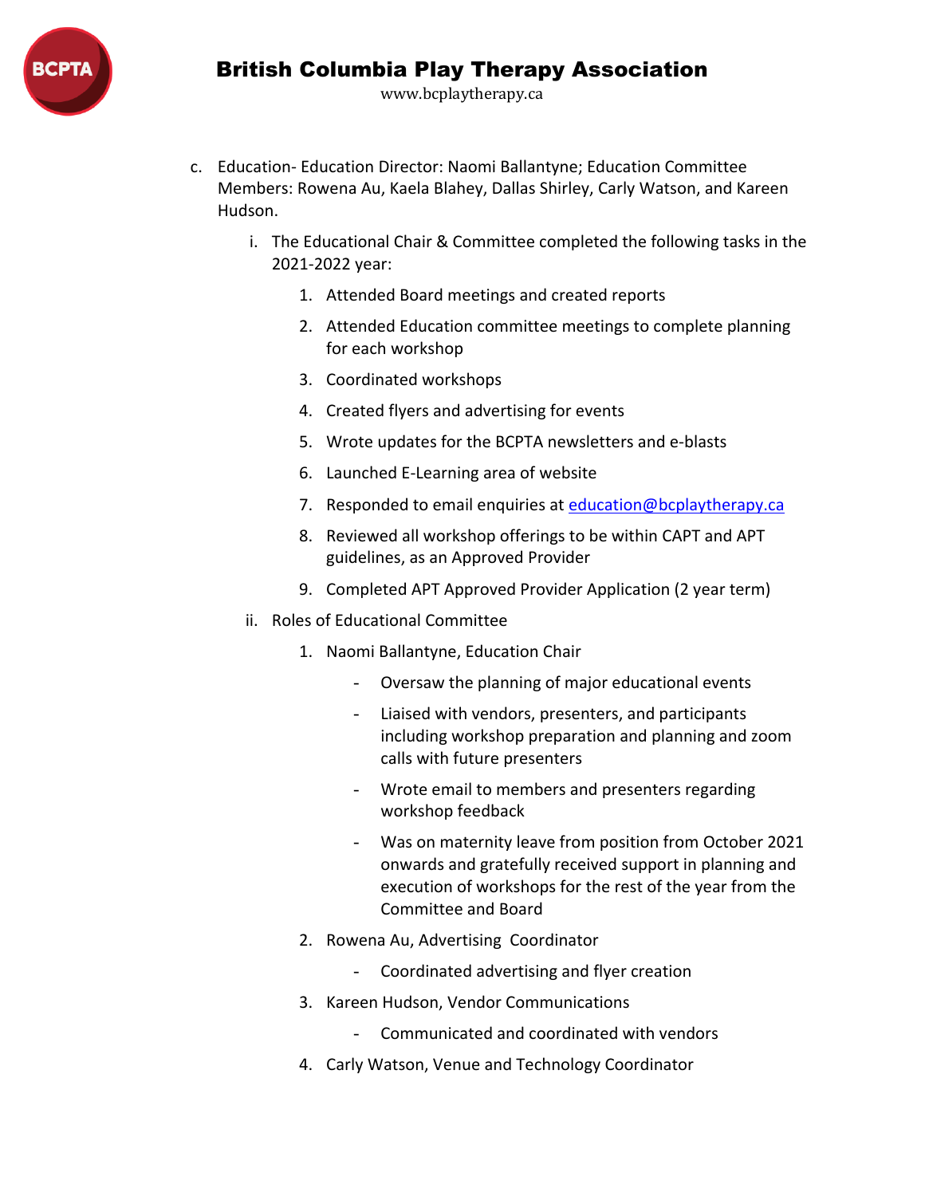c. Education- Education Director: Naomi Ballantyne; Education Committee Members: Rowena Au, Kaela Blahey, Dallas Shirley, Carly Watson, and Kareen Hudson.

   i. The Educational Chair & Committee completed the following tasks in the 2021-2022 year:

      1. Attended Board meetings and created reports
      2. Attended Education committee meetings to complete planning for each workshop
      3. Coordinated workshops
      4. Created flyers and advertising for events
      5. Wrote updates for the BCPTA newsletters and e-blasts
      6. Launched E-Learning area of website
      7. Responded to email enquiries at education@bcplaytherapy.ca
      8. Reviewed all workshop offerings to be within CAPT and APT guidelines, as an Approved Provider
      9. Completed APT Approved Provider Application (2 year term)

   ii. Roles of Educational Committee

      1. Naomi Ballantyne, Education Chair
         - Oversaw the planning of major educational events
         - Liaised with vendors, presenters, and participants including workshop preparation and planning and zoom calls with future presenters
         - Wrote email to members and presenters regarding workshop feedback
         - Was on maternity leave from position from October 2021 onwards and gratefully received support in planning and execution of workshops for the rest of the year from the Committee and Board
      2. Rowena Au, Advertising Coordinator
         - Coordinated advertising and flyer creation
      3. Kareen Hudson, Vendor Communications
         - Communicated and coordinated with vendors
      4. Carly Watson, Venue and Technology Coordinator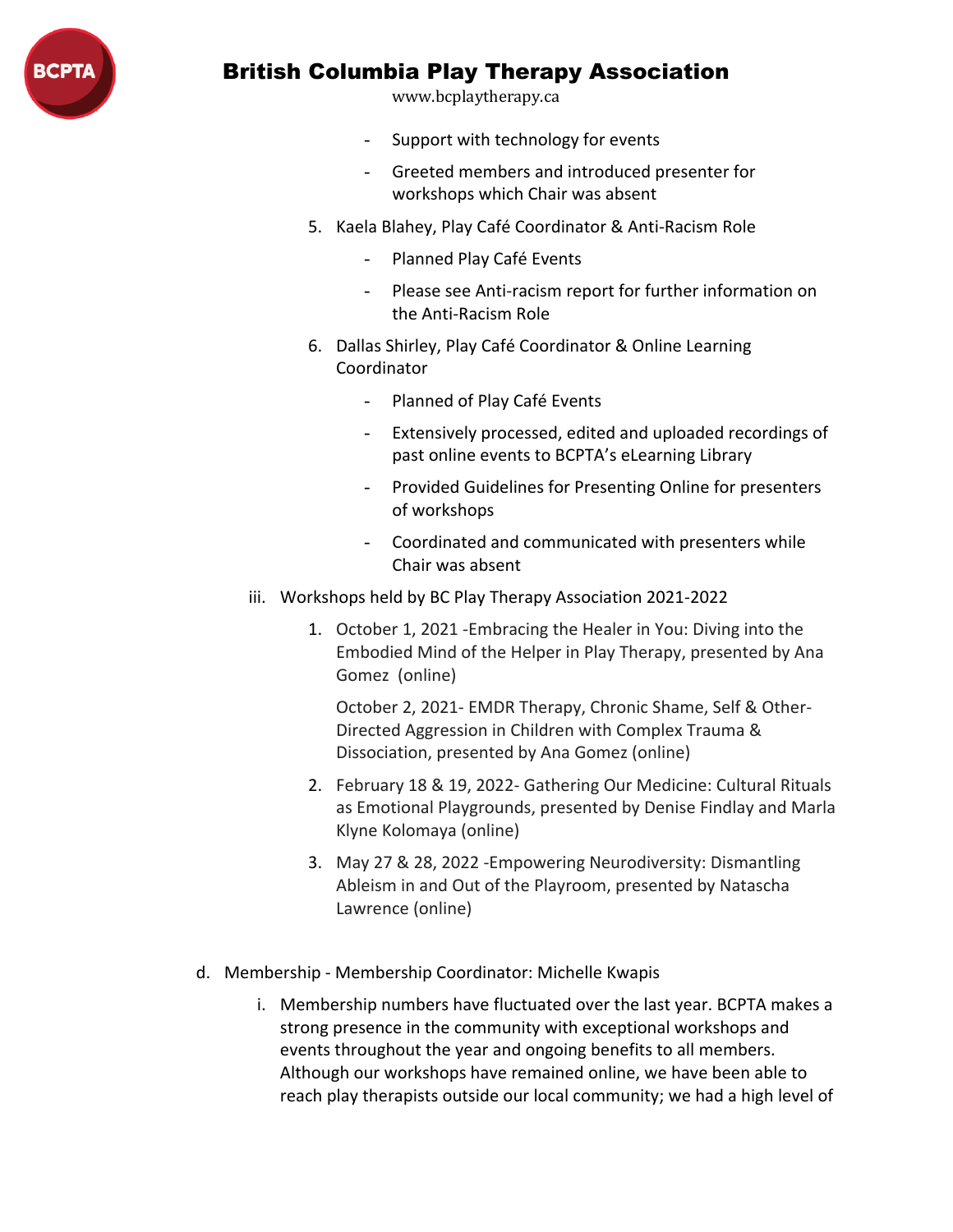- Support with technology for events
- Greeted members and introduced presenter for workshops which Chair was absent

5. Kaela Blahey, Play Café Coordinator & Anti-Racism Role
   - Planned Play Café Events
   - Please see Anti-racism report for further information on the Anti-Racism Role

6. Dallas Shirley, Play Café Coordinator & Online Learning Coordinator
   - Planned of Play Café Events
   - Extensively processed, edited and uploaded recordings of past online events to BCPTA's eLearning Library
   - Provided Guidelines for Presenting Online for presenters of workshops
   - Coordinated and communicated with presenters while Chair was absent

iii. Workshops held by BC Play Therapy Association 2021-2022

1. October 1, 2021 -Embracing the Healer in You: Diving into the Embodied Mind of the Helper in Play Therapy, presented by Ana Gomez (online)

   October 2, 2021- EMDR Therapy, Chronic Shame, Self & Other-Directed Aggression in Children with Complex Trauma & Dissociation, presented by Ana Gomez (online)

2. February 18 & 19, 2022- Gathering Our Medicine: Cultural Rituals as Emotional Playgrounds, presented by Denise Findlay and Marla Klyne Kolomaya (online)

3. May 27 & 28, 2022 -Empowering Neurodiversity: Dismantling Ableism in and Out of the Playroom, presented by Natascha Lawrence (online)

d. Membership - Membership Coordinator: Michelle Kwapis

i. Membership numbers have fluctuated over the last year. BCPTA makes a strong presence in the community with exceptional workshops and events throughout the year and ongoing benefits to all members. Although our workshops have remained online, we have been able to reach play therapists outside our local community; we had a high level of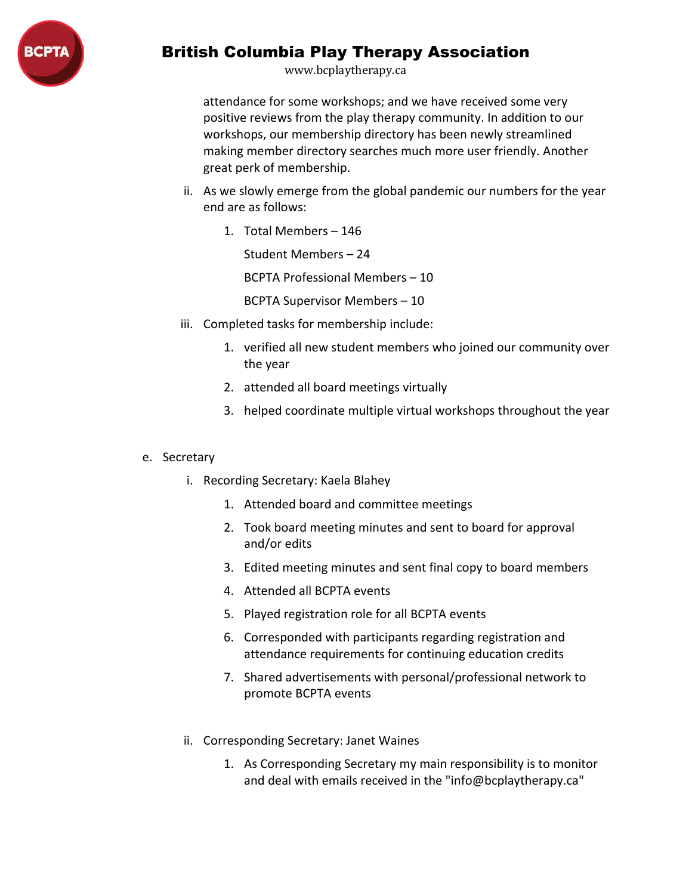attendance for some workshops; and we have received some very positive reviews from the play therapy community. In addition to our workshops, our membership directory has been newly streamlined making member directory searches much more user friendly. Another great perk of membership.

ii. As we slowly emerge from the global pandemic our numbers for the year end are as follows:

1. Total Members – 146

   Student Members – 24

   BCPTA Professional Members – 10

   BCPTA Supervisor Members – 10

iii. Completed tasks for membership include:

1. verified all new student members who joined our community over the year
2. attended all board meetings virtually
3. helped coordinate multiple virtual workshops throughout the year

e. Secretary

i. Recording Secretary: Kaela Blahey

1. Attended board and committee meetings
2. Took board meeting minutes and sent to board for approval and/or edits
3. Edited meeting minutes and sent final copy to board members
4. Attended all BCPTA events
5. Played registration role for all BCPTA events
6. Corresponded with participants regarding registration and attendance requirements for continuing education credits
7. Shared advertisements with personal/professional network to promote BCPTA events

ii. Corresponding Secretary: Janet Waines

1. As Corresponding Secretary my main responsibility is to monitor and deal with emails received in the "info@bcplaytherapy.ca"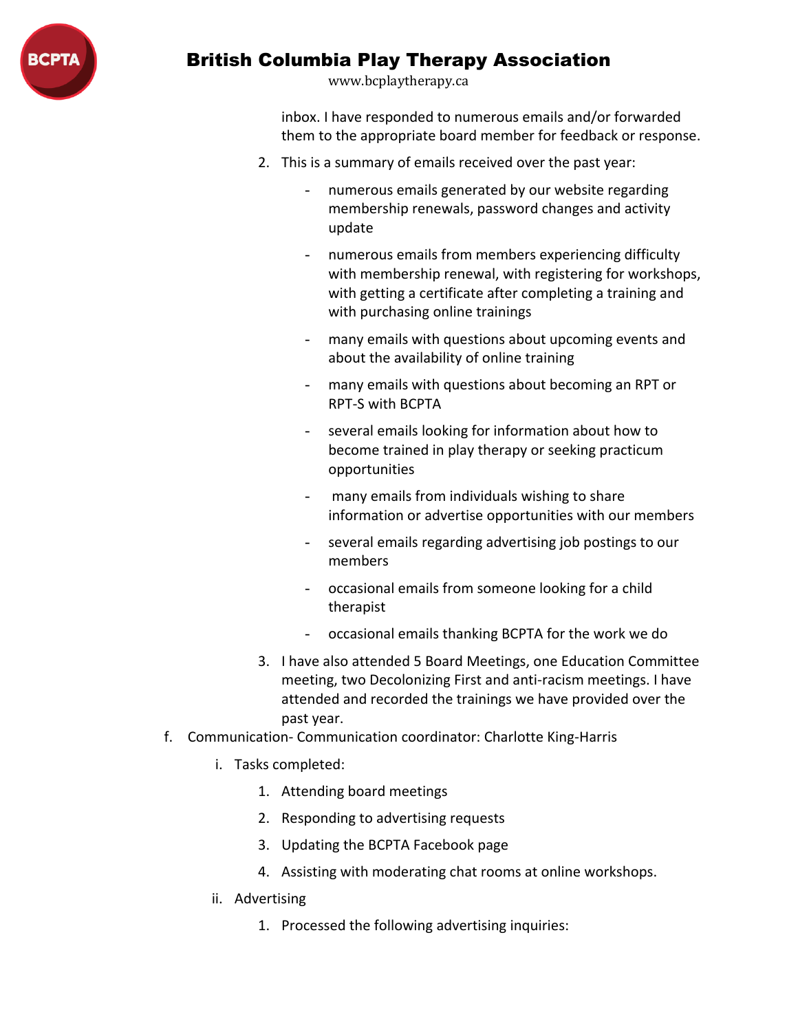inbox. I have responded to numerous emails and/or forwarded them to the appropriate board member for feedback or response.

2. This is a summary of emails received over the past year:
   - numerous emails generated by our website regarding membership renewals, password changes and activity update
   - numerous emails from members experiencing difficulty with membership renewal, with registering for workshops, with getting a certificate after completing a training and with purchasing online trainings
   - many emails with questions about upcoming events and about the availability of online training
   - many emails with questions about becoming an RPT or RPT-S with BCPTA
   - several emails looking for information about how to become trained in play therapy or seeking practicum opportunities
   - many emails from individuals wishing to share information or advertise opportunities with our members
   - several emails regarding advertising job postings to our members
   - occasional emails from someone looking for a child therapist
   - occasional emails thanking BCPTA for the work we do
3. I have also attended 5 Board Meetings, one Education Committee meeting, two Decolonizing First and anti-racism meetings. I have attended and recorded the trainings we have provided over the past year.

f. Communication- Communication coordinator: Charlotte King-Harris

   i. Tasks completed:
      1. Attending board meetings
      2. Responding to advertising requests
      3. Updating the BCPTA Facebook page
      4. Assisting with moderating chat rooms at online workshops.

   ii. Advertising
      1. Processed the following advertising inquiries: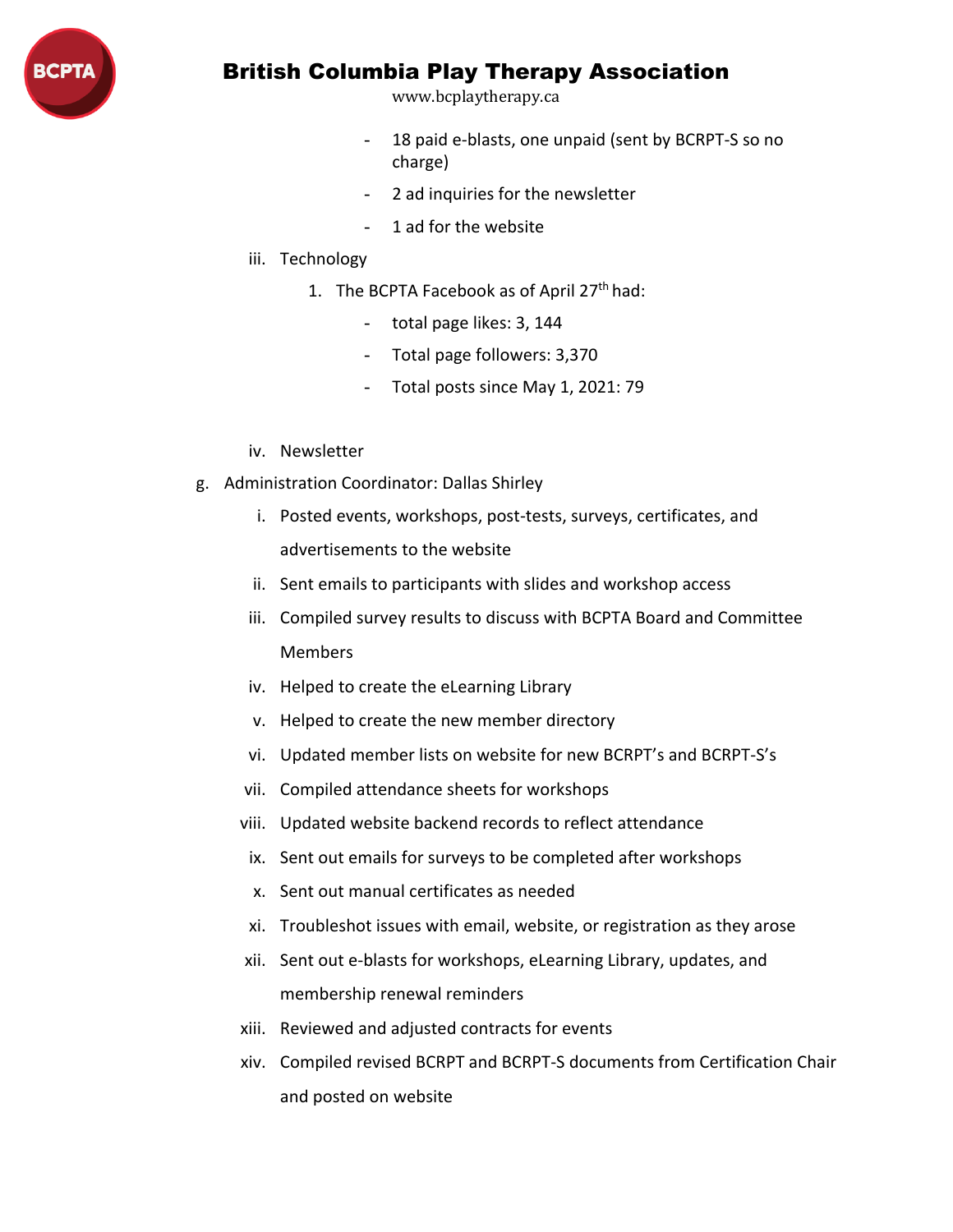- 18 paid e-blasts, one unpaid (sent by BCRPT-S so no charge)
- 2 ad inquiries for the newsletter
- 1 ad for the website

iii. Technology

1. The BCPTA Facebook as of April 27th had:
   - total page likes: 3, 144
   - Total page followers: 3,370
   - Total posts since May 1, 2021: 79

iv. Newsletter

g. Administration Coordinator: Dallas Shirley

i. Posted events, workshops, post-tests, surveys, certificates, and advertisements to the website

ii. Sent emails to participants with slides and workshop access

iii. Compiled survey results to discuss with BCPTA Board and Committee Members

iv. Helped to create the eLearning Library

v. Helped to create the new member directory

vi. Updated member lists on website for new BCRPT's and BCRPT-S's

vii. Compiled attendance sheets for workshops

viii. Updated website backend records to reflect attendance

ix. Sent out emails for surveys to be completed after workshops

x. Sent out manual certificates as needed

xi. Troubleshot issues with email, website, or registration as they arose

xii. Sent out e-blasts for workshops, eLearning Library, updates, and membership renewal reminders

xiii. Reviewed and adjusted contracts for events

xiv. Compiled revised BCRPT and BCRPT-S documents from Certification Chair and posted on website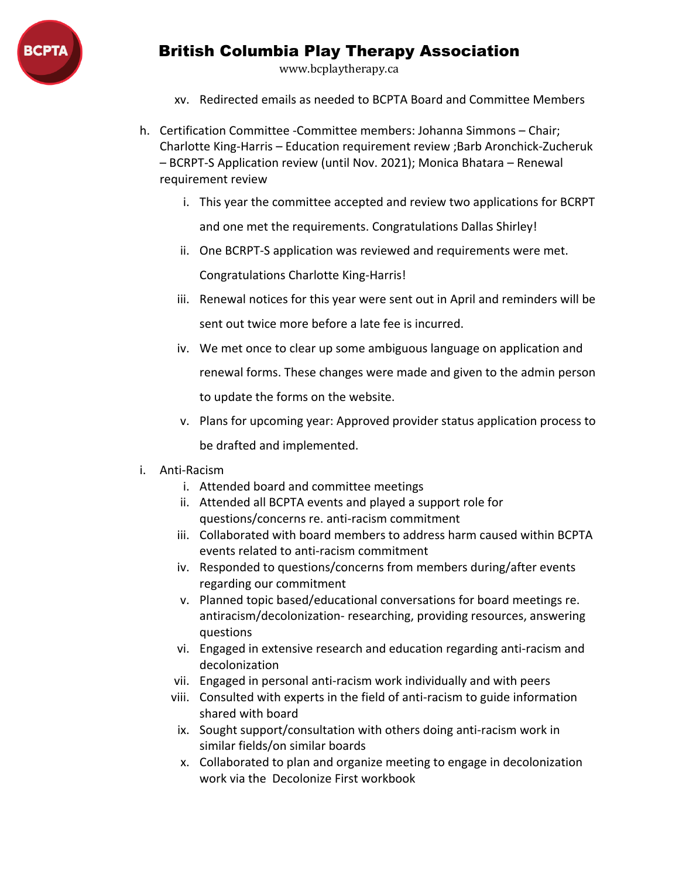xv. Redirected emails as needed to BCPTA Board and Committee Members

h. Certification Committee -Committee members: Johanna Simmons – Chair; Charlotte King-Harris – Education requirement review ;Barb Aronchick-Zucheruk – BCRPT-S Application review (until Nov. 2021); Monica Bhatara – Renewal requirement review

   i. This year the committee accepted and review two applications for BCRPT and one met the requirements. Congratulations Dallas Shirley!
   ii. One BCRPT-S application was reviewed and requirements were met. Congratulations Charlotte King-Harris!
   iii. Renewal notices for this year were sent out in April and reminders will be sent out twice more before a late fee is incurred.
   iv. We met once to clear up some ambiguous language on application and renewal forms. These changes were made and given to the admin person to update the forms on the website.
   v. Plans for upcoming year: Approved provider status application process to be drafted and implemented.

i. Anti-Racism

   i. Attended board and committee meetings
   ii. Attended all BCPTA events and played a support role for questions/concerns re. anti-racism commitment
   iii. Collaborated with board members to address harm caused within BCPTA events related to anti-racism commitment
   iv. Responded to questions/concerns from members during/after events regarding our commitment
   v. Planned topic based/educational conversations for board meetings re. antiracism/decolonization- researching, providing resources, answering questions
   vi. Engaged in extensive research and education regarding anti-racism and decolonization
   vii. Engaged in personal anti-racism work individually and with peers
   viii. Consulted with experts in the field of anti-racism to guide information shared with board
   ix. Sought support/consultation with others doing anti-racism work in similar fields/on similar boards
   x. Collaborated to plan and organize meeting to engage in decolonization work via the Decolonize First workbook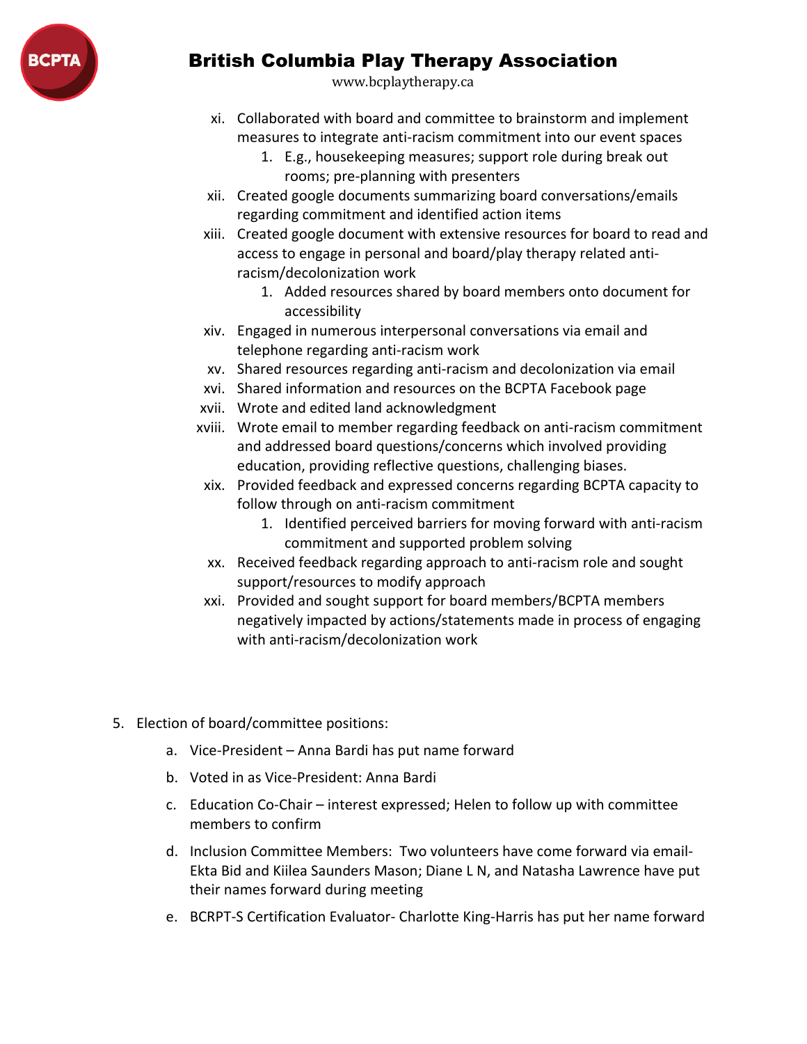xi. Collaborated with board and committee to brainstorm and implement measures to integrate anti-racism commitment into our event spaces
    1. E.g., housekeeping measures; support role during break out rooms; pre-planning with presenters

xii. Created google documents summarizing board conversations/emails regarding commitment and identified action items

xiii. Created google document with extensive resources for board to read and access to engage in personal and board/play therapy related anti-racism/decolonization work
    1. Added resources shared by board members onto document for accessibility

xiv. Engaged in numerous interpersonal conversations via email and telephone regarding anti-racism work

xv. Shared resources regarding anti-racism and decolonization via email

xvi. Shared information and resources on the BCPTA Facebook page

xvii. Wrote and edited land acknowledgment

xviii. Wrote email to member regarding feedback on anti-racism commitment and addressed board questions/concerns which involved providing education, providing reflective questions, challenging biases.

xix. Provided feedback and expressed concerns regarding BCPTA capacity to follow through on anti-racism commitment
    1. Identified perceived barriers for moving forward with anti-racism commitment and supported problem solving

xx. Received feedback regarding approach to anti-racism role and sought support/resources to modify approach

xxi. Provided and sought support for board members/BCPTA members negatively impacted by actions/statements made in process of engaging with anti-racism/decolonization work

5. Election of board/committee positions:
    a. Vice-President – Anna Bardi has put name forward
    b. Voted in as Vice-President: Anna Bardi
    c. Education Co-Chair – interest expressed; Helen to follow up with committee members to confirm
    d. Inclusion Committee Members: Two volunteers have come forward via email- Ekta Bid and Kiilea Saunders Mason; Diane L N, and Natasha Lawrence have put their names forward during meeting
    e. BCRPT-S Certification Evaluator- Charlotte King-Harris has put her name forward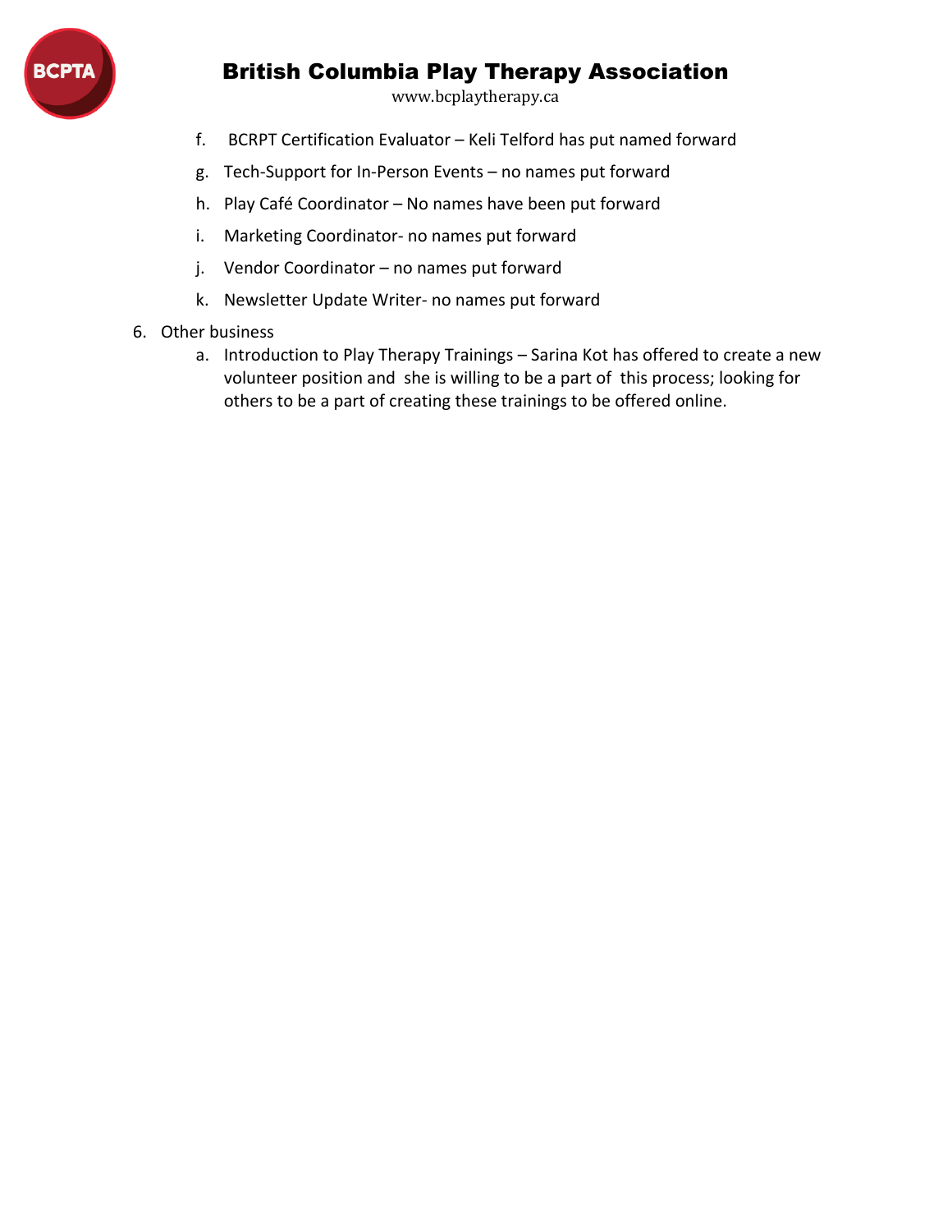f. BCRPT Certification Evaluator – Keli Telford has put named forward

g. Tech-Support for In-Person Events – no names put forward

h. Play Café Coordinator – No names have been put forward

i. Marketing Coordinator- no names put forward

j. Vendor Coordinator – no names put forward

k. Newsletter Update Writer- no names put forward

6. Other business

   a. Introduction to Play Therapy Trainings – Sarina Kot has offered to create a new volunteer position and she is willing to be a part of this process; looking for others to be a part of creating these trainings to be offered online.